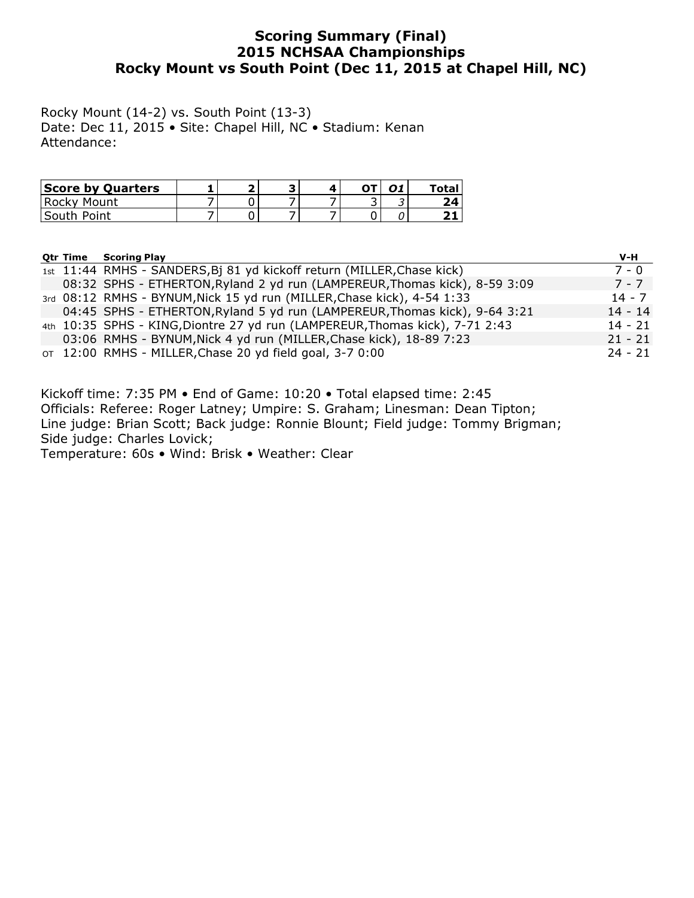# Scoring Summary (Final)
# 2015 NCHSAA Championships
# Rocky Mount vs South Point (Dec 11, 2015 at Chapel Hill, NC)

Rocky Mount (14-2) vs. South Point (13-3)
Date: Dec 11, 2015 • Site: Chapel Hill, NC • Stadium: Kenan
Attendance:

| Score by Quarters | 1 | 2 | 3 | 4 | OT | *O1* | Total |
|---|---|---|---|---|---|---|---|
| Rocky Mount | 7 | 0 | 7 | 7 | 3 | *3* | **24** |
| South Point | 7 | 0 | 7 | 7 | 0 | *0* | **21** |

| Qtr | Time | Scoring Play | V-H |
|---|---|---|---|
| 1st | 11:44 | RMHS - SANDERS,Bj 81 yd kickoff return (MILLER,Chase kick) | 7 - 0 |
| | 08:32 | SPHS - ETHERTON,Ryland 2 yd run (LAMPEREUR,Thomas kick), 8-59 3:09 | 7 - 7 |
| 3rd | 08:12 | RMHS - BYNUM,Nick 15 yd run (MILLER,Chase kick), 4-54 1:33 | 14 - 7 |
| | 04:45 | SPHS - ETHERTON,Ryland 5 yd run (LAMPEREUR,Thomas kick), 9-64 3:21 | 14 - 14 |
| 4th | 10:35 | SPHS - KING,Diontre 27 yd run (LAMPEREUR,Thomas kick), 7-71 2:43 | 14 - 21 |
| | 03:06 | RMHS - BYNUM,Nick 4 yd run (MILLER,Chase kick), 18-89 7:23 | 21 - 21 |
| OT | 12:00 | RMHS - MILLER,Chase 20 yd field goal, 3-7 0:00 | 24 - 21 |

Kickoff time: 7:35 PM • End of Game: 10:20 • Total elapsed time: 2:45
Officials: Referee: Roger Latney; Umpire: S. Graham; Linesman: Dean Tipton; Line judge: Brian Scott; Back judge: Ronnie Blount; Field judge: Tommy Brigman; Side judge: Charles Lovick;
Temperature: 60s • Wind: Brisk • Weather: Clear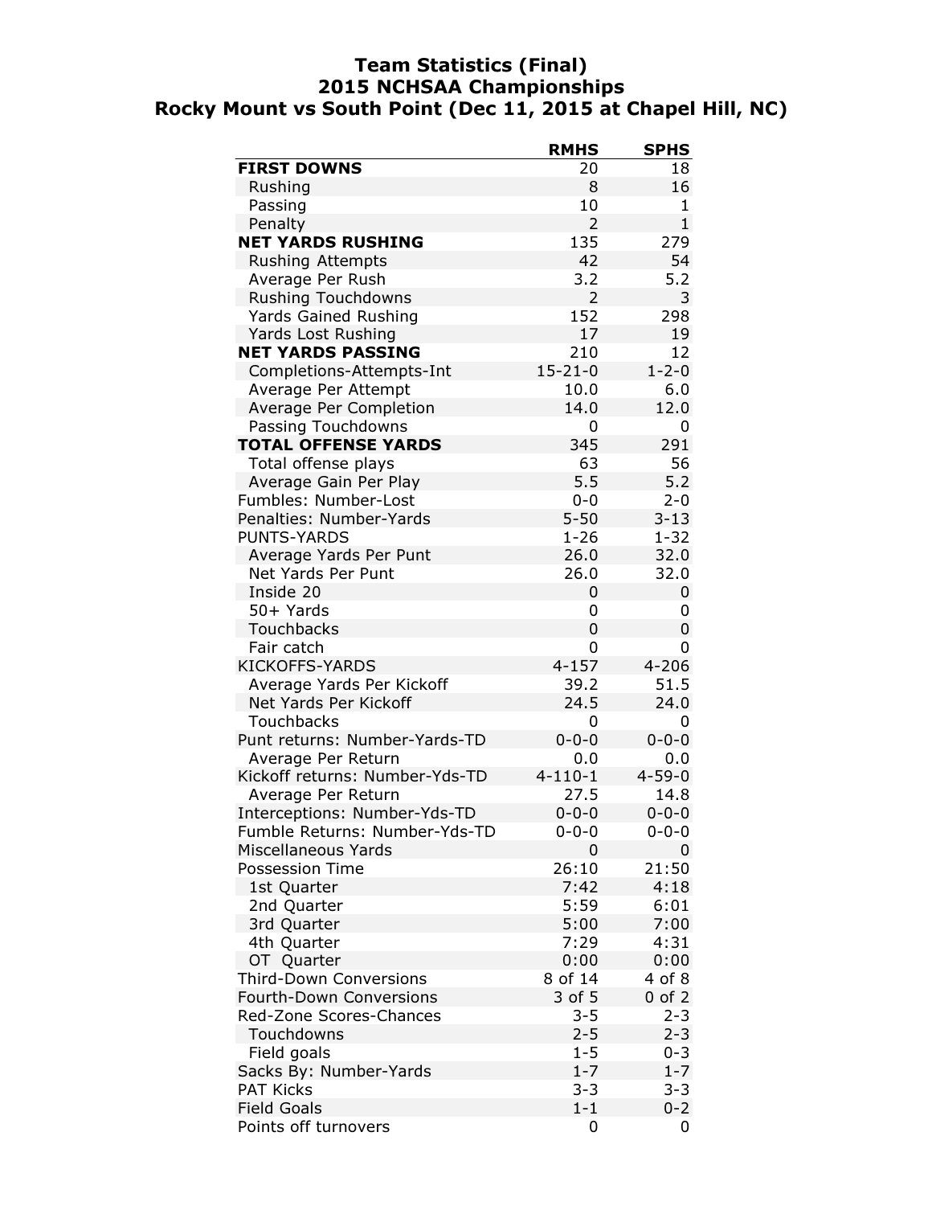# Team Statistics (Final)
## 2015 NCHSAA Championships
## Rocky Mount vs South Point (Dec 11, 2015 at Chapel Hill, NC)

| | RMHS | SPHS |
|---|---|---|
| **FIRST DOWNS** | 20 | 18 |
| Rushing | 8 | 16 |
| Passing | 10 | 1 |
| Penalty | 2 | 1 |
| **NET YARDS RUSHING** | 135 | 279 |
| Rushing Attempts | 42 | 54 |
| Average Per Rush | 3.2 | 5.2 |
| Rushing Touchdowns | 2 | 3 |
| Yards Gained Rushing | 152 | 298 |
| Yards Lost Rushing | 17 | 19 |
| **NET YARDS PASSING** | 210 | 12 |
| Completions-Attempts-Int | 15-21-0 | 1-2-0 |
| Average Per Attempt | 10.0 | 6.0 |
| Average Per Completion | 14.0 | 12.0 |
| Passing Touchdowns | 0 | 0 |
| **TOTAL OFFENSE YARDS** | 345 | 291 |
| Total offense plays | 63 | 56 |
| Average Gain Per Play | 5.5 | 5.2 |
| Fumbles: Number-Lost | 0-0 | 2-0 |
| Penalties: Number-Yards | 5-50 | 3-13 |
| PUNTS-YARDS | 1-26 | 1-32 |
| Average Yards Per Punt | 26.0 | 32.0 |
| Net Yards Per Punt | 26.0 | 32.0 |
| Inside 20 | 0 | 0 |
| 50+ Yards | 0 | 0 |
| Touchbacks | 0 | 0 |
| Fair catch | 0 | 0 |
| KICKOFFS-YARDS | 4-157 | 4-206 |
| Average Yards Per Kickoff | 39.2 | 51.5 |
| Net Yards Per Kickoff | 24.5 | 24.0 |
| Touchbacks | 0 | 0 |
| Punt returns: Number-Yards-TD | 0-0-0 | 0-0-0 |
| Average Per Return | 0.0 | 0.0 |
| Kickoff returns: Number-Yds-TD | 4-110-1 | 4-59-0 |
| Average Per Return | 27.5 | 14.8 |
| Interceptions: Number-Yds-TD | 0-0-0 | 0-0-0 |
| Fumble Returns: Number-Yds-TD | 0-0-0 | 0-0-0 |
| Miscellaneous Yards | 0 | 0 |
| Possession Time | 26:10 | 21:50 |
| 1st Quarter | 7:42 | 4:18 |
| 2nd Quarter | 5:59 | 6:01 |
| 3rd Quarter | 5:00 | 7:00 |
| 4th Quarter | 7:29 | 4:31 |
| OT Quarter | 0:00 | 0:00 |
| Third-Down Conversions | 8 of 14 | 4 of 8 |
| Fourth-Down Conversions | 3 of 5 | 0 of 2 |
| Red-Zone Scores-Chances | 3-5 | 2-3 |
| Touchdowns | 2-5 | 2-3 |
| Field goals | 1-5 | 0-3 |
| Sacks By: Number-Yards | 1-7 | 1-7 |
| PAT Kicks | 3-3 | 3-3 |
| Field Goals | 1-1 | 0-2 |
| Points off turnovers | 0 | 0 |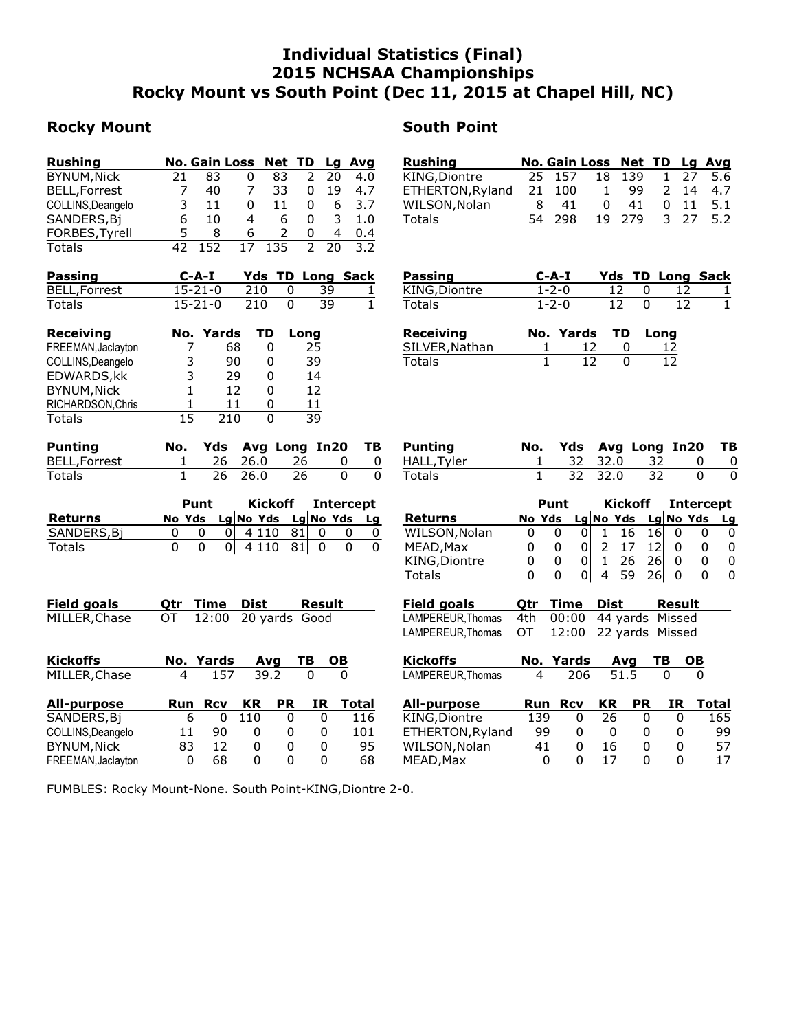# Individual Statistics (Final)
# 2015 NCHSAA Championships
# Rocky Mount vs South Point (Dec 11, 2015 at Chapel Hill, NC)

## Rocky Mount

| Rushing | No. | Gain | Loss | Net | TD | Lg | Avg |
|---|---|---|---|---|---|---|---|
| BYNUM,Nick | 21 | 83 | 0 | 83 | 2 | 20 | 4.0 |
| BELL,Forrest | 7 | 40 | 7 | 33 | 0 | 19 | 4.7 |
| COLLINS,Deangelo | 3 | 11 | 0 | 11 | 0 | 6 | 3.7 |
| SANDERS,Bj | 6 | 10 | 4 | 6 | 0 | 3 | 1.0 |
| FORBES,Tyrell | 5 | 8 | 6 | 2 | 0 | 4 | 0.4 |
| Totals | 42 | 152 | 17 | 135 | 2 | 20 | 3.2 |

| Passing | C-A-I | Yds | TD | Long | Sack |
|---|---|---|---|---|---|
| BELL,Forrest | 15-21-0 | 210 | 0 | 39 | 1 |
| Totals | 15-21-0 | 210 | 0 | 39 | 1 |

| Receiving | No. | Yards | TD | Long |
|---|---|---|---|---|
| FREEMAN,Jaclayton | 7 | 68 | 0 | 25 |
| COLLINS,Deangelo | 3 | 90 | 0 | 39 |
| EDWARDS,kk | 3 | 29 | 0 | 14 |
| BYNUM,Nick | 1 | 12 | 0 | 12 |
| RICHARDSON,Chris | 1 | 11 | 0 | 11 |
| Totals | 15 | 210 | 0 | 39 |

| Punting | No. | Yds | Avg | Long | In20 | TB |
|---|---|---|---|---|---|---|
| BELL,Forrest | 1 | 26 | 26.0 | 26 | 0 | 0 |
| Totals | 1 | 26 | 26.0 | 26 | 0 | 0 |

| | Punt | | | Kickoff | | | Intercept | | |
|---|---|---|---|---|---|---|---|---|---|
| Returns | No | Yds | Lg | No | Yds | Lg | No | Yds | Lg |
| SANDERS,Bj | 0 | 0 | 0 | 4 | 110 | 81 | 0 | 0 | 0 |
| Totals | 0 | 0 | 0 | 4 | 110 | 81 | 0 | 0 | 0 |

| Field goals | Qtr | Time | Dist | Result |
|---|---|---|---|---|
| MILLER,Chase | OT | 12:00 | 20 yards | Good |

| Kickoffs | No. | Yards | Avg | TB | OB |
|---|---|---|---|---|---|
| MILLER,Chase | 4 | 157 | 39.2 | 0 | 0 |

| All-purpose | Run | Rcv | KR | PR | IR | Total |
|---|---|---|---|---|---|---|
| SANDERS,Bj | 6 | 0 | 110 | 0 | 0 | 116 |
| COLLINS,Deangelo | 11 | 90 | 0 | 0 | 0 | 101 |
| BYNUM,Nick | 83 | 12 | 0 | 0 | 0 | 95 |
| FREEMAN,Jaclayton | 0 | 68 | 0 | 0 | 0 | 68 |

## South Point

| Rushing | No. | Gain | Loss | Net | TD | Lg | Avg |
|---|---|---|---|---|---|---|---|
| KING,Diontre | 25 | 157 | 18 | 139 | 1 | 27 | 5.6 |
| ETHERTON,Ryland | 21 | 100 | 1 | 99 | 2 | 14 | 4.7 |
| WILSON,Nolan | 8 | 41 | 0 | 41 | 0 | 11 | 5.1 |
| Totals | 54 | 298 | 19 | 279 | 3 | 27 | 5.2 |

| Passing | C-A-I | Yds | TD | Long | Sack |
|---|---|---|---|---|---|
| KING,Diontre | 1-2-0 | 12 | 0 | 12 | 1 |
| Totals | 1-2-0 | 12 | 0 | 12 | 1 |

| Receiving | No. | Yards | TD | Long |
|---|---|---|---|---|
| SILVER,Nathan | 1 | 12 | 0 | 12 |
| Totals | 1 | 12 | 0 | 12 |

| Punting | No. | Yds | Avg | Long | In20 | TB |
|---|---|---|---|---|---|---|
| HALL,Tyler | 1 | 32 | 32.0 | 32 | 0 | 0 |
| Totals | 1 | 32 | 32.0 | 32 | 0 | 0 |

| | Punt | | | Kickoff | | | Intercept | | |
|---|---|---|---|---|---|---|---|---|---|
| Returns | No | Yds | Lg | No | Yds | Lg | No | Yds | Lg |
| WILSON,Nolan | 0 | 0 | 0 | 1 | 16 | 16 | 0 | 0 | 0 |
| MEAD,Max | 0 | 0 | 0 | 2 | 17 | 12 | 0 | 0 | 0 |
| KING,Diontre | 0 | 0 | 0 | 1 | 26 | 26 | 0 | 0 | 0 |
| Totals | 0 | 0 | 0 | 4 | 59 | 26 | 0 | 0 | 0 |

| Field goals | Qtr | Time | Dist | Result |
|---|---|---|---|---|
| LAMPEREUR,Thomas | 4th | 00:00 | 44 yards | Missed |
| LAMPEREUR,Thomas | OT | 12:00 | 22 yards | Missed |

| Kickoffs | No. | Yards | Avg | TB | OB |
|---|---|---|---|---|---|
| LAMPEREUR,Thomas | 4 | 206 | 51.5 | 0 | 0 |

| All-purpose | Run | Rcv | KR | PR | IR | Total |
|---|---|---|---|---|---|---|
| KING,Diontre | 139 | 0 | 26 | 0 | 0 | 165 |
| ETHERTON,Ryland | 99 | 0 | 0 | 0 | 0 | 99 |
| WILSON,Nolan | 41 | 0 | 16 | 0 | 0 | 57 |
| MEAD,Max | 0 | 0 | 17 | 0 | 0 | 17 |

FUMBLES: Rocky Mount-None. South Point-KING,Diontre 2-0.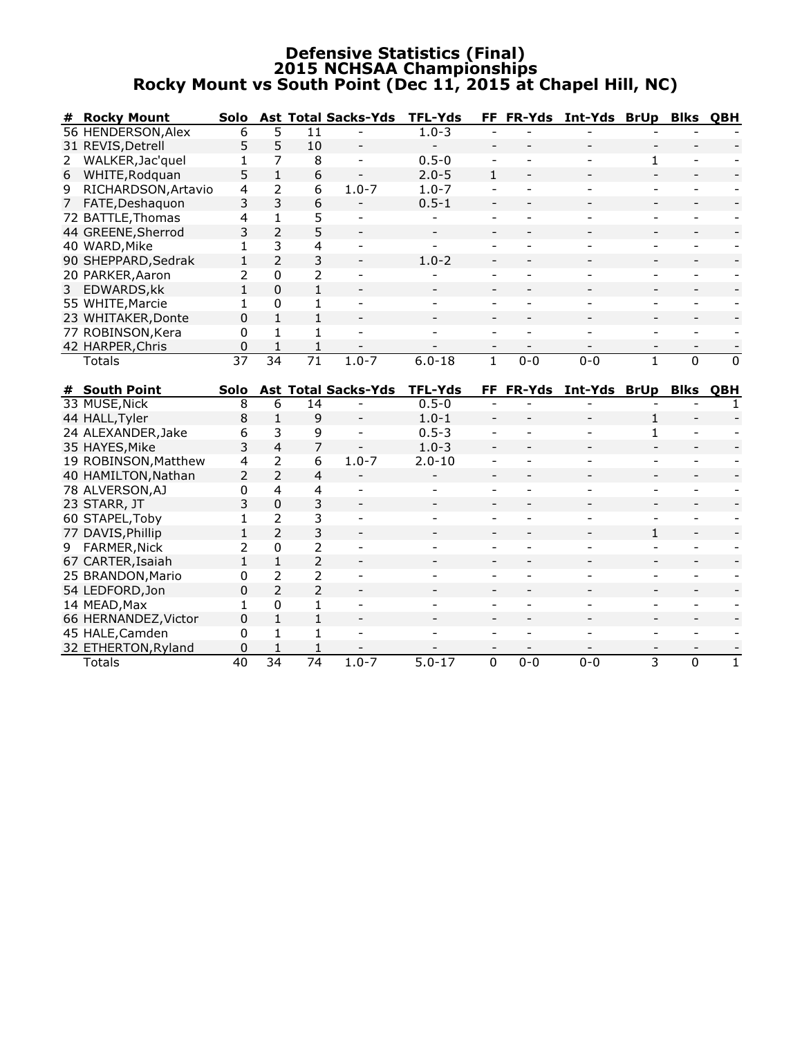# Defensive Statistics (Final)
## 2015 NCHSAA Championships
## Rocky Mount vs South Point (Dec 11, 2015 at Chapel Hill, NC)

| # | Rocky Mount | Solo | Ast | Total | Sacks-Yds | TFL-Yds | FF | FR-Yds | Int-Yds | BrUp | Blks | QBH |
|---|---|---|---|---|---|---|---|---|---|---|---|---|
| 56 | HENDERSON,Alex | 6 | 5 | 11 | - | 1.0-3 | - | - | - | - | - | - |
| 31 | REVIS,Detrell | 5 | 5 | 10 | - | - | - | - | - | - | - | - |
| 2 | WALKER,Jac'quel | 1 | 7 | 8 | - | 0.5-0 | - | - | - | 1 | - | - |
| 6 | WHITE,Rodquan | 5 | 1 | 6 | - | 2.0-5 | 1 | - | - | - | - | - |
| 9 | RICHARDSON,Artavio | 4 | 2 | 6 | 1.0-7 | 1.0-7 | - | - | - | - | - | - |
| 7 | FATE,Deshaquon | 3 | 3 | 6 | - | 0.5-1 | - | - | - | - | - | - |
| 72 | BATTLE,Thomas | 4 | 1 | 5 | - | - | - | - | - | - | - | - |
| 44 | GREENE,Sherrod | 3 | 2 | 5 | - | - | - | - | - | - | - | - |
| 40 | WARD,Mike | 1 | 3 | 4 | - | - | - | - | - | - | - | - |
| 90 | SHEPPARD,Sedrak | 1 | 2 | 3 | - | 1.0-2 | - | - | - | - | - | - |
| 20 | PARKER,Aaron | 2 | 0 | 2 | - | - | - | - | - | - | - | - |
| 3 | EDWARDS,kk | 1 | 0 | 1 | - | - | - | - | - | - | - | - |
| 55 | WHITE,Marcie | 1 | 0 | 1 | - | - | - | - | - | - | - | - |
| 23 | WHITAKER,Donte | 0 | 1 | 1 | - | - | - | - | - | - | - | - |
| 77 | ROBINSON,Kera | 0 | 1 | 1 | - | - | - | - | - | - | - | - |
| 42 | HARPER,Chris | 0 | 1 | 1 | - | - | - | - | - | - | - | - |
| | Totals | 37 | 34 | 71 | 1.0-7 | 6.0-18 | 1 | 0-0 | 0-0 | 1 | 0 | 0 |

| # | South Point | Solo | Ast | Total | Sacks-Yds | TFL-Yds | FF | FR-Yds | Int-Yds | BrUp | Blks | QBH |
|---|---|---|---|---|---|---|---|---|---|---|---|---|
| 33 | MUSE,Nick | 8 | 6 | 14 | - | 0.5-0 | - | - | - | - | - | 1 |
| 44 | HALL,Tyler | 8 | 1 | 9 | - | 1.0-1 | - | - | - | 1 | - | - |
| 24 | ALEXANDER,Jake | 6 | 3 | 9 | - | 0.5-3 | - | - | - | 1 | - | - |
| 35 | HAYES,Mike | 3 | 4 | 7 | - | 1.0-3 | - | - | - | - | - | - |
| 19 | ROBINSON,Matthew | 4 | 2 | 6 | 1.0-7 | 2.0-10 | - | - | - | - | - | - |
| 40 | HAMILTON,Nathan | 2 | 2 | 4 | - | - | - | - | - | - | - | - |
| 78 | ALVERSON,AJ | 0 | 4 | 4 | - | - | - | - | - | - | - | - |
| 23 | STARR, JT | 3 | 0 | 3 | - | - | - | - | - | - | - | - |
| 60 | STAPEL,Toby | 1 | 2 | 3 | - | - | - | - | - | - | - | - |
| 77 | DAVIS,Phillip | 1 | 2 | 3 | - | - | - | - | - | 1 | - | - |
| 9 | FARMER,Nick | 2 | 0 | 2 | - | - | - | - | - | - | - | - |
| 67 | CARTER,Isaiah | 1 | 1 | 2 | - | - | - | - | - | - | - | - |
| 25 | BRANDON,Mario | 0 | 2 | 2 | - | - | - | - | - | - | - | - |
| 54 | LEDFORD,Jon | 0 | 2 | 2 | - | - | - | - | - | - | - | - |
| 14 | MEAD,Max | 1 | 0 | 1 | - | - | - | - | - | - | - | - |
| 66 | HERNANDEZ,Victor | 0 | 1 | 1 | - | - | - | - | - | - | - | - |
| 45 | HALE,Camden | 0 | 1 | 1 | - | - | - | - | - | - | - | - |
| 32 | ETHERTON,Ryland | 0 | 1 | 1 | - | - | - | - | - | - | - | - |
| | Totals | 40 | 34 | 74 | 1.0-7 | 5.0-17 | 0 | 0-0 | 0-0 | 3 | 0 | 1 |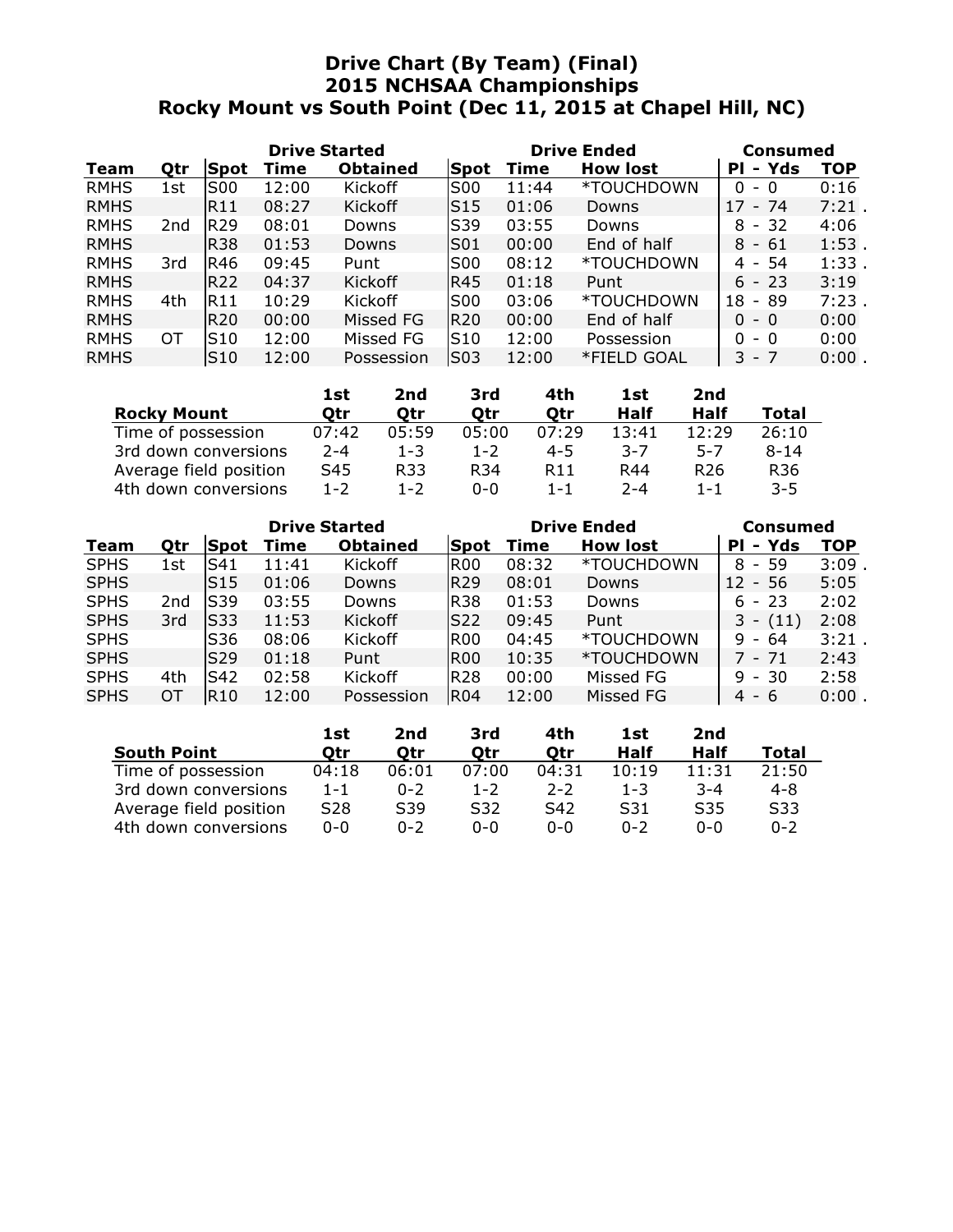# Drive Chart (By Team) (Final)
## 2015 NCHSAA Championships
## Rocky Mount vs South Point (Dec 11, 2015 at Chapel Hill, NC)

| | | Drive Started | | | Drive Ended | | | Consumed | |
|---|---|---|---|---|---|---|---|---|---|
| **Team** | **Qtr** | **Spot** | **Time** | **Obtained** | **Spot** | **Time** | **How lost** | **Pl - Yds** | **TOP** |
| RMHS | 1st | S00 | 12:00 | Kickoff | S00 | 11:44 | *TOUCHDOWN | 0 - 0 | 0:16 |
| RMHS | | R11 | 08:27 | Kickoff | S15 | 01:06 | Downs | 17 - 74 | 7:21 . |
| RMHS | 2nd | R29 | 08:01 | Downs | S39 | 03:55 | Downs | 8 - 32 | 4:06 |
| RMHS | | R38 | 01:53 | Downs | S01 | 00:00 | End of half | 8 - 61 | 1:53 . |
| RMHS | 3rd | R46 | 09:45 | Punt | S00 | 08:12 | *TOUCHDOWN | 4 - 54 | 1:33 . |
| RMHS | | R22 | 04:37 | Kickoff | R45 | 01:18 | Punt | 6 - 23 | 3:19 |
| RMHS | 4th | R11 | 10:29 | Kickoff | S00 | 03:06 | *TOUCHDOWN | 18 - 89 | 7:23 . |
| RMHS | | R20 | 00:00 | Missed FG | R20 | 00:00 | End of half | 0 - 0 | 0:00 |
| RMHS | OT | S10 | 12:00 | Missed FG | S10 | 12:00 | Possession | 0 - 0 | 0:00 |
| RMHS | | S10 | 12:00 | Possession | S03 | 12:00 | *FIELD GOAL | 3 - 7 | 0:00 . |

| Rocky Mount | 1st Qtr | 2nd Qtr | 3rd Qtr | 4th Qtr | 1st Half | 2nd Half | Total |
|---|---|---|---|---|---|---|---|
| Time of possession | 07:42 | 05:59 | 05:00 | 07:29 | 13:41 | 12:29 | 26:10 |
| 3rd down conversions | 2-4 | 1-3 | 1-2 | 4-5 | 3-7 | 5-7 | 8-14 |
| Average field position | S45 | R33 | R34 | R11 | R44 | R26 | R36 |
| 4th down conversions | 1-2 | 1-2 | 0-0 | 1-1 | 2-4 | 1-1 | 3-5 |

| | | Drive Started | | | Drive Ended | | | Consumed | |
|---|---|---|---|---|---|---|---|---|---|
| **Team** | **Qtr** | **Spot** | **Time** | **Obtained** | **Spot** | **Time** | **How lost** | **Pl - Yds** | **TOP** |
| SPHS | 1st | S41 | 11:41 | Kickoff | R00 | 08:32 | *TOUCHDOWN | 8 - 59 | 3:09 . |
| SPHS | | S15 | 01:06 | Downs | R29 | 08:01 | Downs | 12 - 56 | 5:05 |
| SPHS | 2nd | S39 | 03:55 | Downs | R38 | 01:53 | Downs | 6 - 23 | 2:02 |
| SPHS | 3rd | S33 | 11:53 | Kickoff | S22 | 09:45 | Punt | 3 - (11) | 2:08 |
| SPHS | | S36 | 08:06 | Kickoff | R00 | 04:45 | *TOUCHDOWN | 9 - 64 | 3:21 . |
| SPHS | | S29 | 01:18 | Punt | R00 | 10:35 | *TOUCHDOWN | 7 - 71 | 2:43 |
| SPHS | 4th | S42 | 02:58 | Kickoff | R28 | 00:00 | Missed FG | 9 - 30 | 2:58 |
| SPHS | OT | R10 | 12:00 | Possession | R04 | 12:00 | Missed FG | 4 - 6 | 0:00 . |

| South Point | 1st Qtr | 2nd Qtr | 3rd Qtr | 4th Qtr | 1st Half | 2nd Half | Total |
|---|---|---|---|---|---|---|---|
| Time of possession | 04:18 | 06:01 | 07:00 | 04:31 | 10:19 | 11:31 | 21:50 |
| 3rd down conversions | 1-1 | 0-2 | 1-2 | 2-2 | 1-3 | 3-4 | 4-8 |
| Average field position | S28 | S39 | S32 | S42 | S31 | S35 | S33 |
| 4th down conversions | 0-0 | 0-2 | 0-0 | 0-0 | 0-2 | 0-0 | 0-2 |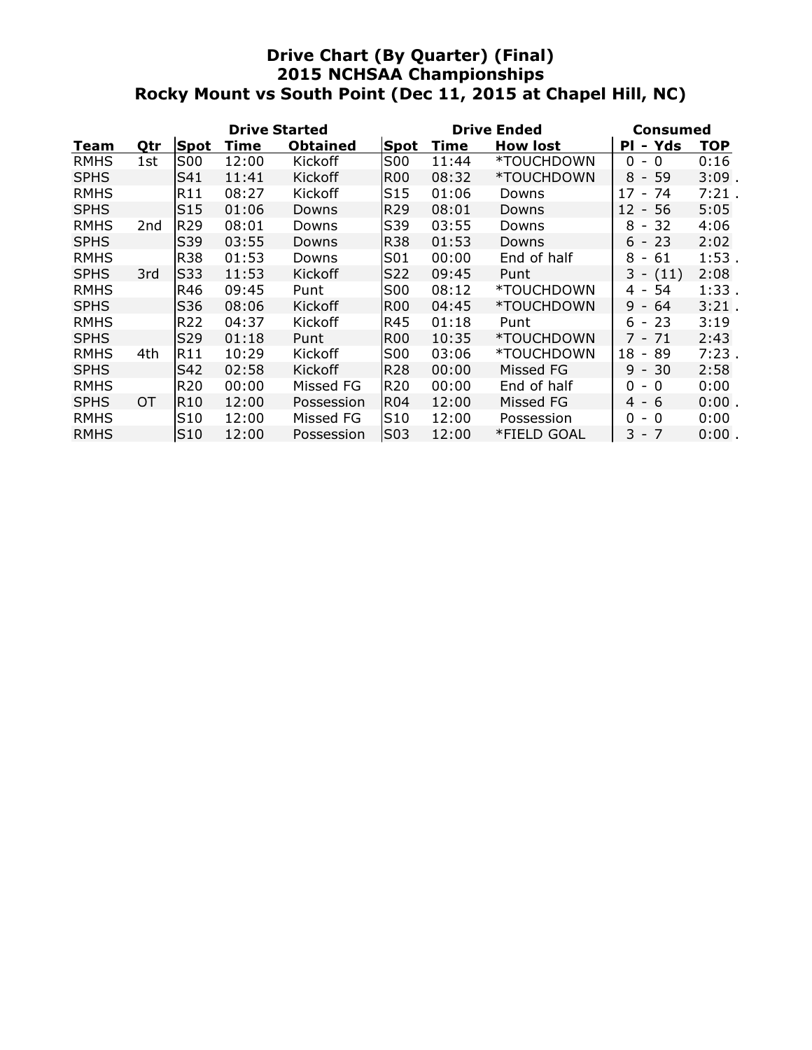# Drive Chart (By Quarter) (Final)
## 2015 NCHSAA Championships
## Rocky Mount vs South Point (Dec 11, 2015 at Chapel Hill, NC)

| | | Drive Started | | | Drive Ended | | | Consumed | |
|---|---|---|---|---|---|---|---|---|---|
| **Team** | **Qtr** | **Spot** | **Time** | **Obtained** | **Spot** | **Time** | **How lost** | **Pl - Yds** | **TOP** |
| RMHS | 1st | S00 | 12:00 | Kickoff | S00 | 11:44 | *TOUCHDOWN | 0 - 0 | 0:16 |
| SPHS | | S41 | 11:41 | Kickoff | R00 | 08:32 | *TOUCHDOWN | 8 - 59 | 3:09 . |
| RMHS | | R11 | 08:27 | Kickoff | S15 | 01:06 | Downs | 17 - 74 | 7:21 . |
| SPHS | | S15 | 01:06 | Downs | R29 | 08:01 | Downs | 12 - 56 | 5:05 |
| RMHS | 2nd | R29 | 08:01 | Downs | S39 | 03:55 | Downs | 8 - 32 | 4:06 |
| SPHS | | S39 | 03:55 | Downs | R38 | 01:53 | Downs | 6 - 23 | 2:02 |
| RMHS | | R38 | 01:53 | Downs | S01 | 00:00 | End of half | 8 - 61 | 1:53 . |
| SPHS | 3rd | S33 | 11:53 | Kickoff | S22 | 09:45 | Punt | 3 - (11) | 2:08 |
| RMHS | | R46 | 09:45 | Punt | S00 | 08:12 | *TOUCHDOWN | 4 - 54 | 1:33 . |
| SPHS | | S36 | 08:06 | Kickoff | R00 | 04:45 | *TOUCHDOWN | 9 - 64 | 3:21 . |
| RMHS | | R22 | 04:37 | Kickoff | R45 | 01:18 | Punt | 6 - 23 | 3:19 |
| SPHS | | S29 | 01:18 | Punt | R00 | 10:35 | *TOUCHDOWN | 7 - 71 | 2:43 |
| RMHS | 4th | R11 | 10:29 | Kickoff | S00 | 03:06 | *TOUCHDOWN | 18 - 89 | 7:23 . |
| SPHS | | S42 | 02:58 | Kickoff | R28 | 00:00 | Missed FG | 9 - 30 | 2:58 |
| RMHS | | R20 | 00:00 | Missed FG | R20 | 00:00 | End of half | 0 - 0 | 0:00 |
| SPHS | OT | R10 | 12:00 | Possession | R04 | 12:00 | Missed FG | 4 - 6 | 0:00 . |
| RMHS | | S10 | 12:00 | Missed FG | S10 | 12:00 | Possession | 0 - 0 | 0:00 |
| RMHS | | S10 | 12:00 | Possession | S03 | 12:00 | *FIELD GOAL | 3 - 7 | 0:00 . |